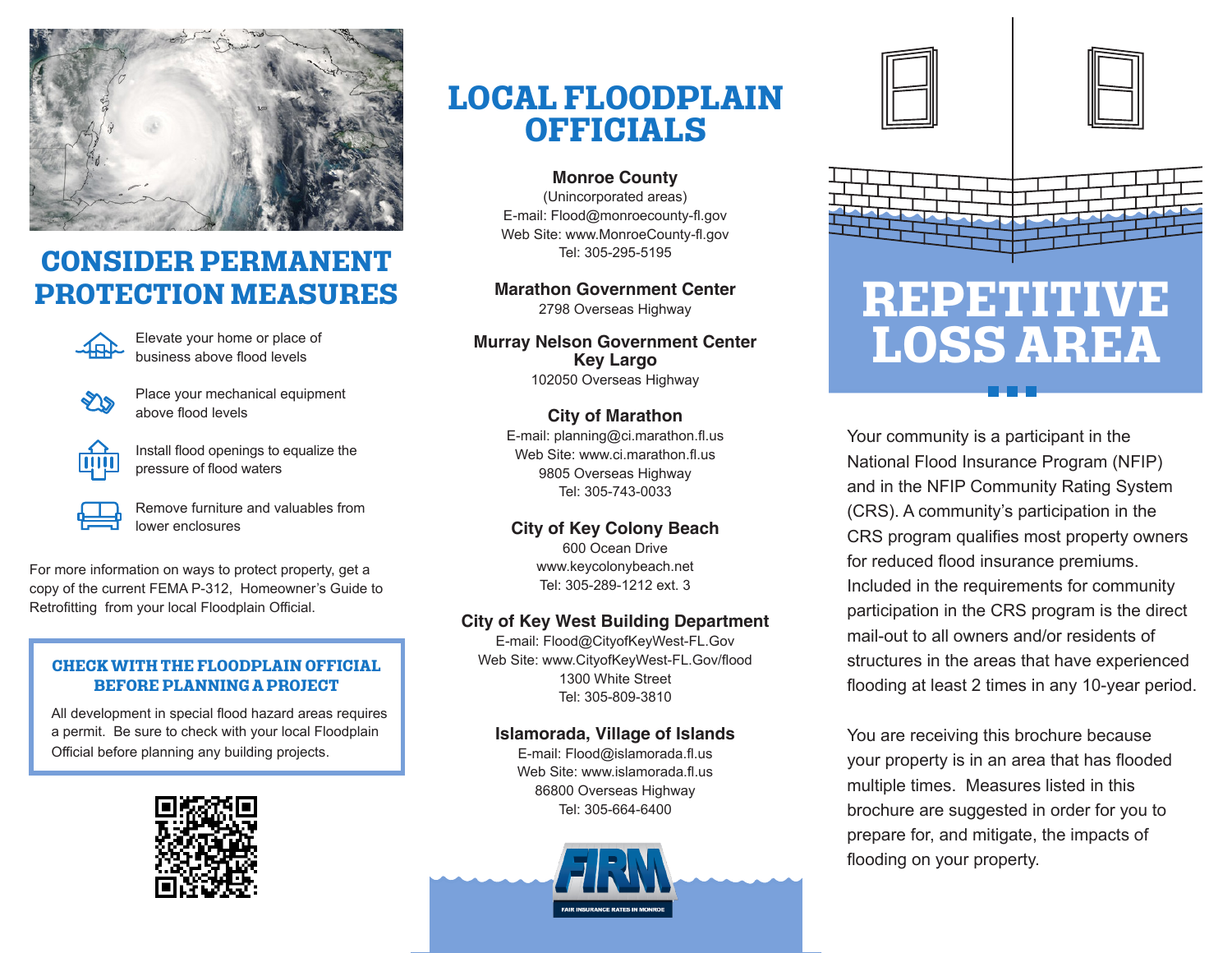# CONSIDER PERMANENT PROTECTION MEASURES

- Elevate your home or place of business above flood levels
- Place your mechanical equipment above flood levels
- Install flood openings to equalize the pressure of flood waters
- Remove furniture and valuables from lower enclosures

For more information on ways to protect property, get a copy of the current FEMA P-312, Homeowner's Guide to Retrofitting from your local Floodplain Official.

### CHECK WITH THE FLOODPLAIN OFFICIAL BEFORE PLANNING A PROJECT

All development in special flood hazard areas requires a permit. Be sure to check with your local Floodplain Official before planning any building projects.

# LOCAL FLOODPLAIN OFFICIALS

**Monroe County**
(Unincorporated areas)
E-mail: Flood@monroecounty-fl.gov
Web Site: www.MonroeCounty-fl.gov
Tel: 305-295-5195

**Marathon Government Center**
2798 Overseas Highway

**Murray Nelson Government Center Key Largo**
102050 Overseas Highway

**City of Marathon**
E-mail: planning@ci.marathon.fl.us
Web Site: www.ci.marathon.fl.us
9805 Overseas Highway
Tel: 305-743-0033

**City of Key Colony Beach**
600 Ocean Drive
www.keycolonybeach.net
Tel: 305-289-1212 ext. 3

**City of Key West Building Department**
E-mail: Flood@CityofKeyWest-FL.Gov
Web Site: www.CityofKeyWest-FL.Gov/flood
1300 White Street
Tel: 305-809-3810

**Islamorada, Village of Islands**
E-mail: Flood@islamorada.fl.us
Web Site: www.islamorada.fl.us
86800 Overseas Highway
Tel: 305-664-6400

FIRM
FAIR INSURANCE RATES IN MONROE

# REPETITIVE LOSS AREA

Your community is a participant in the National Flood Insurance Program (NFIP) and in the NFIP Community Rating System (CRS). A community's participation in the CRS program qualifies most property owners for reduced flood insurance premiums. Included in the requirements for community participation in the CRS program is the direct mail-out to all owners and/or residents of structures in the areas that have experienced flooding at least 2 times in any 10-year period.

You are receiving this brochure because your property is in an area that has flooded multiple times. Measures listed in this brochure are suggested in order for you to prepare for, and mitigate, the impacts of flooding on your property.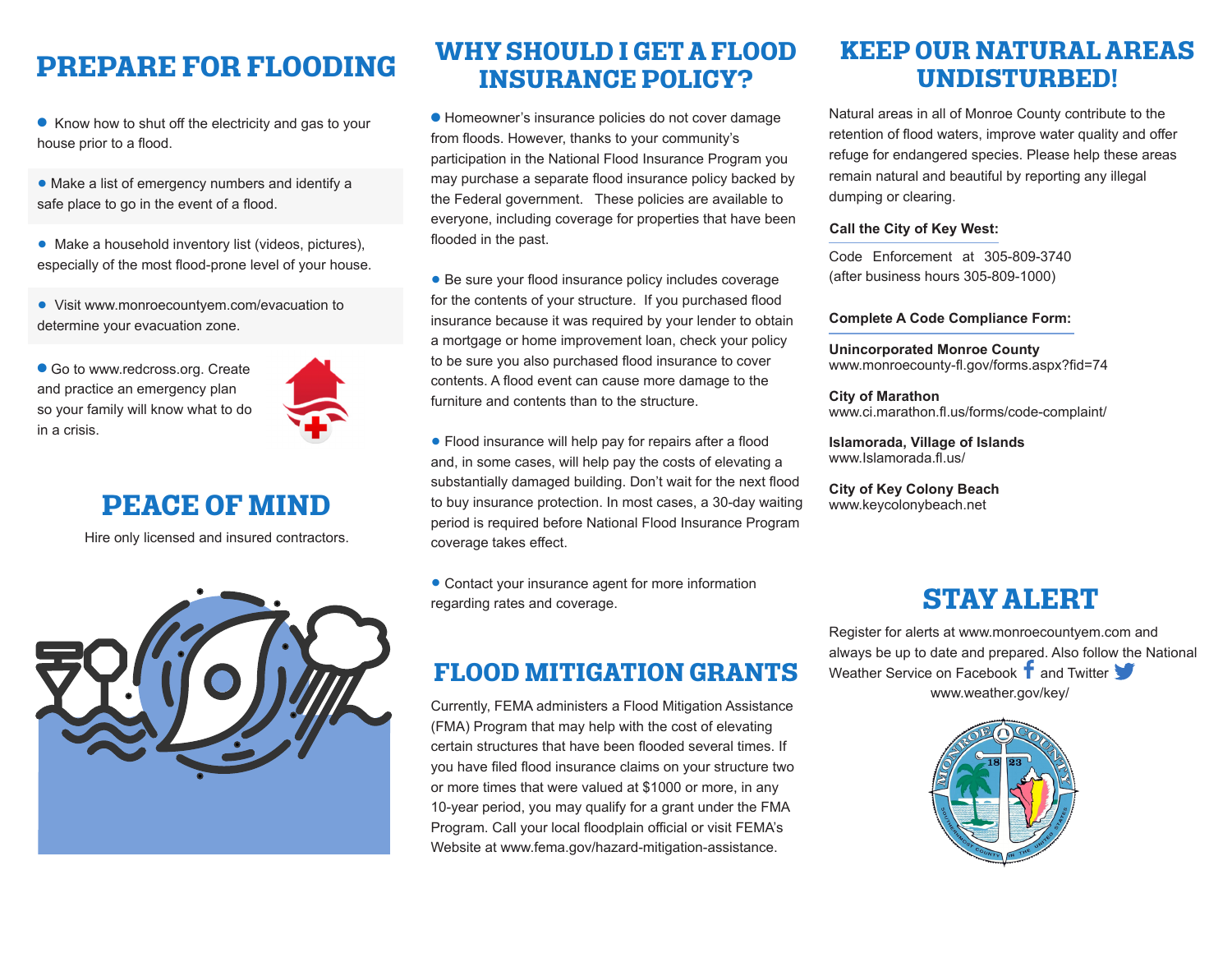# PREPARE FOR FLOODING

- Know how to shut off the electricity and gas to your house prior to a flood.
- Make a list of emergency numbers and identify a safe place to go in the event of a flood.
- Make a household inventory list (videos, pictures), especially of the most flood-prone level of your house.
- Visit www.monroecountyem.com/evacuation to determine your evacuation zone.
- Go to www.redcross.org. Create and practice an emergency plan so your family will know what to do in a crisis.

# PEACE OF MIND

Hire only licensed and insured contractors.

# WHY SHOULD I GET A FLOOD INSURANCE POLICY?

- Homeowner's insurance policies do not cover damage from floods. However, thanks to your community's participation in the National Flood Insurance Program you may purchase a separate flood insurance policy backed by the Federal government. These policies are available to everyone, including coverage for properties that have been flooded in the past.
- Be sure your flood insurance policy includes coverage for the contents of your structure. If you purchased flood insurance because it was required by your lender to obtain a mortgage or home improvement loan, check your policy to be sure you also purchased flood insurance to cover contents. A flood event can cause more damage to the furniture and contents than to the structure.
- Flood insurance will help pay for repairs after a flood and, in some cases, will help pay the costs of elevating a substantially damaged building. Don't wait for the next flood to buy insurance protection. In most cases, a 30-day waiting period is required before National Flood Insurance Program coverage takes effect.
- Contact your insurance agent for more information regarding rates and coverage.

# FLOOD MITIGATION GRANTS

Currently, FEMA administers a Flood Mitigation Assistance (FMA) Program that may help with the cost of elevating certain structures that have been flooded several times. If you have filed flood insurance claims on your structure two or more times that were valued at $1000 or more, in any 10-year period, you may qualify for a grant under the FMA Program. Call your local floodplain official or visit FEMA's Website at www.fema.gov/hazard-mitigation-assistance.

# KEEP OUR NATURAL AREAS UNDISTURBED!

Natural areas in all of Monroe County contribute to the retention of flood waters, improve water quality and offer refuge for endangered species. Please help these areas remain natural and beautiful by reporting any illegal dumping or clearing.

**Call the City of Key West:**

Code Enforcement at 305-809-3740
(after business hours 305-809-1000)

**Complete A Code Compliance Form:**

**Unincorporated Monroe County**
www.monroecounty-fl.gov/forms.aspx?fid=74

**City of Marathon**
www.ci.marathon.fl.us/forms/code-complaint/

**Islamorada, Village of Islands**
www.Islamorada.fl.us/

**City of Key Colony Beach**
www.keycolonybeach.net

# STAY ALERT

Register for alerts at www.monroecountyem.com and always be up to date and prepared. Also follow the National Weather Service on Facebook and Twitter
www.weather.gov/key/